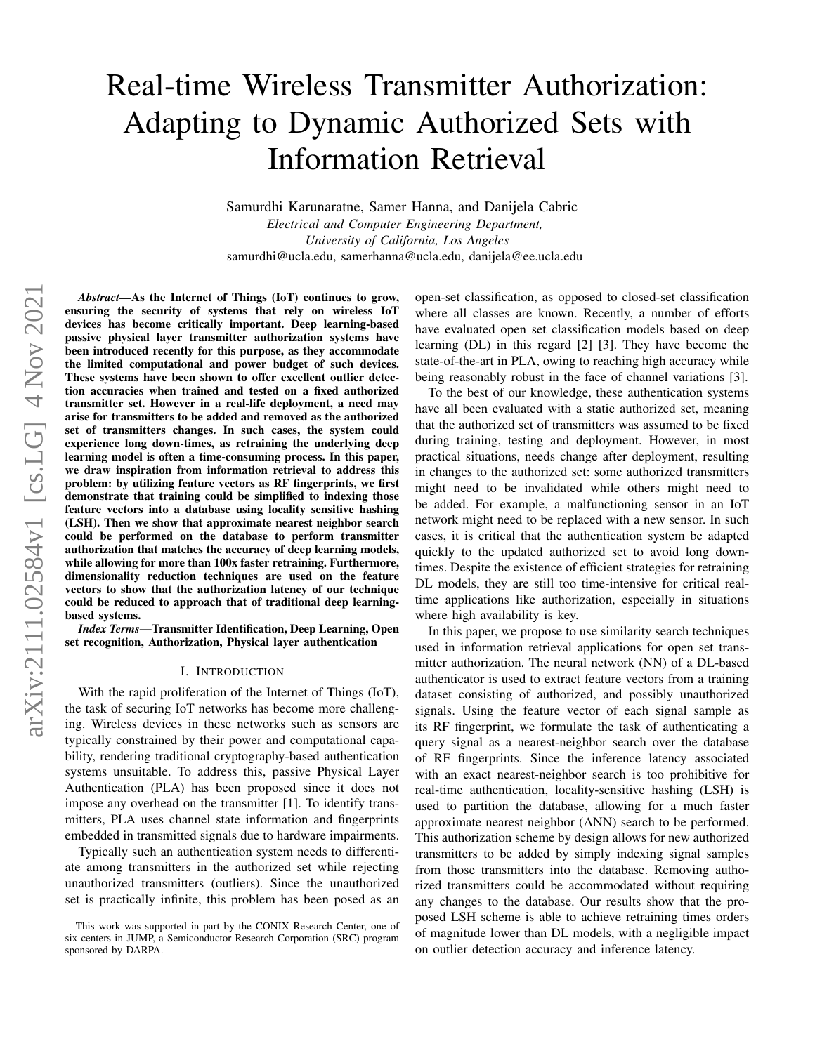# Real-time Wireless Transmitter Authorization: Adapting to Dynamic Authorized Sets with Information Retrieval

Samurdhi Karunaratne, Samer Hanna, and Danijela Cabric

*Electrical and Computer Engineering Department,*
*University of California, Los Angeles*
samurdhi@ucla.edu, samerhanna@ucla.edu, danijela@ee.ucla.edu

***Abstract*—As the Internet of Things (IoT) continues to grow, ensuring the security of systems that rely on wireless IoT devices has become critically important. Deep learning-based passive physical layer transmitter authorization systems have been introduced recently for this purpose, as they accommodate the limited computational and power budget of such devices. These systems have been shown to offer excellent outlier detection accuracies when trained and tested on a fixed authorized transmitter set. However in a real-life deployment, a need may arise for transmitters to be added and removed as the authorized set of transmitters changes. In such cases, the system could experience long down-times, as retraining the underlying deep learning model is often a time-consuming process. In this paper, we draw inspiration from information retrieval to address this problem: by utilizing feature vectors as RF fingerprints, we first demonstrate that training could be simplified to indexing those feature vectors into a database using locality sensitive hashing (LSH). Then we show that approximate nearest neighbor search could be performed on the database to perform transmitter authorization that matches the accuracy of deep learning models, while allowing for more than 100x faster retraining. Furthermore, dimensionality reduction techniques are used on the feature vectors to show that the authorization latency of our technique could be reduced to approach that of traditional deep learning-based systems.**

***Index Terms*—Transmitter Identification, Deep Learning, Open set recognition, Authorization, Physical layer authentication**

## I. Introduction

With the rapid proliferation of the Internet of Things (IoT), the task of securing IoT networks has become more challenging. Wireless devices in these networks such as sensors are typically constrained by their power and computational capability, rendering traditional cryptography-based authentication systems unsuitable. To address this, passive Physical Layer Authentication (PLA) has been proposed since it does not impose any overhead on the transmitter [1]. To identify transmitters, PLA uses channel state information and fingerprints embedded in transmitted signals due to hardware impairments.

Typically such an authentication system needs to differentiate among transmitters in the authorized set while rejecting unauthorized transmitters (outliers). Since the unauthorized set is practically infinite, this problem has been posed as an open-set classification, as opposed to closed-set classification where all classes are known. Recently, a number of efforts have evaluated open set classification models based on deep learning (DL) in this regard [2] [3]. They have become the state-of-the-art in PLA, owing to reaching high accuracy while being reasonably robust in the face of channel variations [3].

To the best of our knowledge, these authentication systems have all been evaluated with a static authorized set, meaning that the authorized set of transmitters was assumed to be fixed during training, testing and deployment. However, in most practical situations, needs change after deployment, resulting in changes to the authorized set: some authorized transmitters might need to be invalidated while others might need to be added. For example, a malfunctioning sensor in an IoT network might need to be replaced with a new sensor. In such cases, it is critical that the authentication system be adapted quickly to the updated authorized set to avoid long downtimes. Despite the existence of efficient strategies for retraining DL models, they are still too time-intensive for critical real-time applications like authorization, especially in situations where high availability is key.

In this paper, we propose to use similarity search techniques used in information retrieval applications for open set transmitter authorization. The neural network (NN) of a DL-based authenticator is used to extract feature vectors from a training dataset consisting of authorized, and possibly unauthorized signals. Using the feature vector of each signal sample as its RF fingerprint, we formulate the task of authenticating a query signal as a nearest-neighbor search over the database of RF fingerprints. Since the inference latency associated with an exact nearest-neighbor search is too prohibitive for real-time authentication, locality-sensitive hashing (LSH) is used to partition the database, allowing for a much faster approximate nearest neighbor (ANN) search to be performed. This authorization scheme by design allows for new authorized transmitters to be added by simply indexing signal samples from those transmitters into the database. Removing authorized transmitters could be accommodated without requiring any changes to the database. Our results show that the proposed LSH scheme is able to achieve retraining times orders of magnitude lower than DL models, with a negligible impact on outlier detection accuracy and inference latency.

This work was supported in part by the CONIX Research Center, one of six centers in JUMP, a Semiconductor Research Corporation (SRC) program sponsored by DARPA.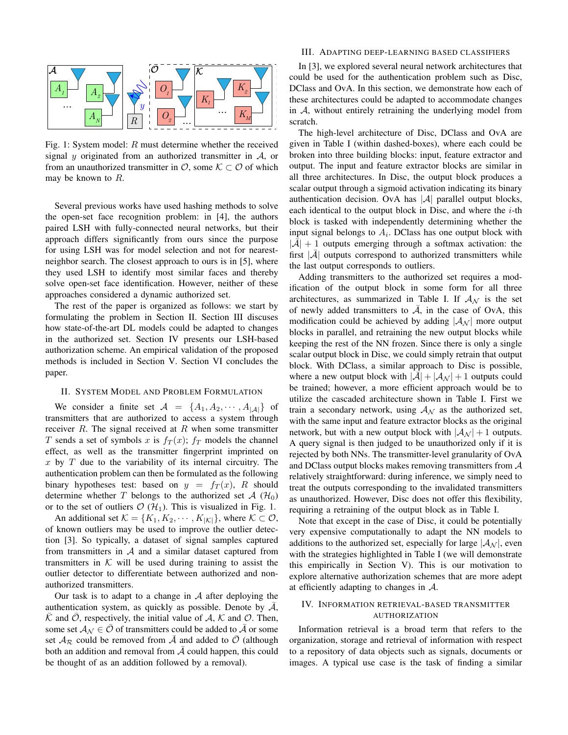Fig. 1: System model: $R$ must determine whether the received signal $y$ originated from an authorized transmitter in $\mathcal{A}$, or from an unauthorized transmitter in $\mathcal{O}$, some $\mathcal{K} \subset \mathcal{O}$ of which may be known to $R$.

Several previous works have used hashing methods to solve the open-set face recognition problem: in [4], the authors paired LSH with fully-connected neural networks, but their approach differs significantly from ours since the purpose for using LSH was for model selection and not for nearest-neighbor search. The closest approach to ours is in [5], where they used LSH to identify most similar faces and thereby solve open-set face identification. However, neither of these approaches considered a dynamic authorized set.

The rest of the paper is organized as follows: we start by formulating the problem in Section II. Section III discuses how state-of-the-art DL models could be adapted to changes in the authorized set. Section IV presents our LSH-based authorization scheme. An empirical validation of the proposed methods is included in Section V. Section VI concludes the paper.

## II. System Model and Problem Formulation

We consider a finite set $\mathcal{A} = \{A_1, A_2, \cdots, A_{|\mathcal{A}|}\}$ of transmitters that are authorized to access a system through receiver $R$. The signal received at $R$ when some transmitter $T$ sends a set of symbols $x$ is $f_T(x)$; $f_T$ models the channel effect, as well as the transmitter fingerprint imprinted on $x$ by $T$ due to the variability of its internal circuitry. The authentication problem can then be formulated as the following binary hypotheses test: based on $y = f_T(x)$, $R$ should determine whether $T$ belongs to the authorized set $\mathcal{A}$ ($\mathcal{H}_0$) or to the set of outliers $\mathcal{O}$ ($\mathcal{H}_1$). This is visualized in Fig. 1.

An additional set $\mathcal{K} = \{K_1, K_2, \cdots, K_{|\mathcal{K}|}\}$, where $\mathcal{K} \subset \mathcal{O}$, of known outliers may be used to improve the outlier detection [3]. So typically, a dataset of signal samples captured from transmitters in $\mathcal{A}$ and a similar dataset captured from transmitters in $\mathcal{K}$ will be used during training to assist the outlier detector to differentiate between authorized and non-authorized transmitters.

Our task is to adapt to a change in $\mathcal{A}$ after deploying the authentication system, as quickly as possible. Denote by $\bar{\mathcal{A}}$, $\bar{\mathcal{K}}$ and $\bar{\mathcal{O}}$, respectively, the initial value of $\mathcal{A}$, $\mathcal{K}$ and $\mathcal{O}$. Then, some set $\mathcal{A}_\mathcal{N} \in \bar{\mathcal{O}}$ of transmitters could be added to $\bar{\mathcal{A}}$ or some set $\mathcal{A}_\mathcal{R}$ could be removed from $\bar{\mathcal{A}}$ and added to $\bar{\mathcal{O}}$ (although both an addition and removal from $\bar{\mathcal{A}}$ could happen, this could be thought of as an addition followed by a removal).

## III. Adapting Deep-Learning Based Classifiers

In [3], we explored several neural network architectures that could be used for the authentication problem such as Disc, DClass and OvA. In this section, we demonstrate how each of these architectures could be adapted to accommodate changes in $\mathcal{A}$, without entirely retraining the underlying model from scratch.

The high-level architecture of Disc, DClass and OvA are given in Table I (within dashed-boxes), where each could be broken into three building blocks: input, feature extractor and output. The input and feature extractor blocks are similar in all three architectures. In Disc, the output block produces a scalar output through a sigmoid activation indicating its binary authentication decision. OvA has $|\mathcal{A}|$ parallel output blocks, each identical to the output block in Disc, and where the $i$-th block is tasked with independently determining whether the input signal belongs to $A_i$. DClass has one output block with $|\bar{\mathcal{A}}| + 1$ outputs emerging through a softmax activation: the first $|\bar{\mathcal{A}}|$ outputs correspond to authorized transmitters while the last output corresponds to outliers.

Adding transmitters to the authorized set requires a modification of the output block in some form for all three architectures, as summarized in Table I. If $\mathcal{A}_\mathcal{N}$ is the set of newly added transmitters to $\bar{\mathcal{A}}$, in the case of OvA, this modification could be achieved by adding $|\mathcal{A}_\mathcal{N}|$ more output blocks in parallel, and retraining the new output blocks while keeping the rest of the NN frozen. Since there is only a single scalar output block in Disc, we could simply retrain that output block. With DClass, a similar approach to Disc is possible, where a new output block with $|\bar{\mathcal{A}}| + |\mathcal{A}_\mathcal{N}| + 1$ outputs could be trained; however, a more efficient approach would be to utilize the cascaded architecture shown in Table I. First we train a secondary network, using $\mathcal{A}_\mathcal{N}$ as the authorized set, with the same input and feature extractor blocks as the original network, but with a new output block with $|\mathcal{A}_\mathcal{N}| + 1$ outputs. A query signal is then judged to be unauthorized only if it is rejected by both NNs. The transmitter-level granularity of OvA and DClass output blocks makes removing transmitters from $\mathcal{A}$ relatively straightforward: during inference, we simply need to treat the outputs corresponding to the invalidated transmitters as unauthorized. However, Disc does not offer this flexibility, requiring a retraining of the output block as in Table I.

Note that except in the case of Disc, it could be potentially very expensive computationally to adapt the NN models to additions to the authorized set, especially for large $|\mathcal{A}_\mathcal{N}|$, even with the strategies highlighted in Table I (we will demonstrate this empirically in Section V). This is our motivation to explore alternative authorization schemes that are more adept at efficiently adapting to changes in $\mathcal{A}$.

## IV. Information Retrieval-Based Transmitter Authorization

Information retrieval is a broad term that refers to the organization, storage and retrieval of information with respect to a repository of data objects such as signals, documents or images. A typical use case is the task of finding a similar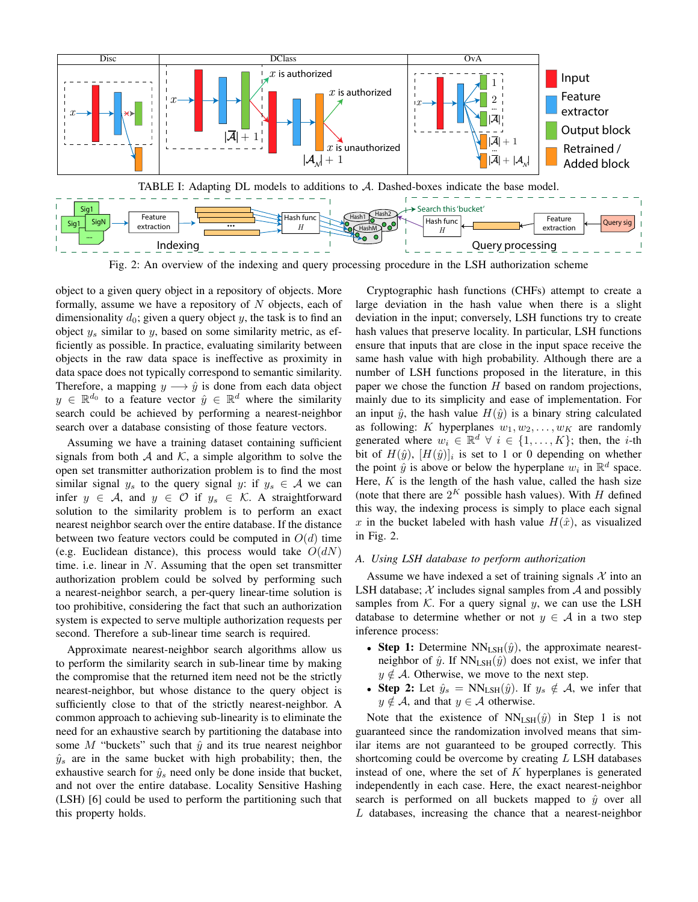TABLE I: Adapting DL models to additions to $\mathcal{A}$. Dashed-boxes indicate the base model.

Fig. 2: An overview of the indexing and query processing procedure in the LSH authorization scheme

object to a given query object in a repository of objects. More formally, assume we have a repository of $N$ objects, each of dimensionality $d_0$; given a query object $y$, the task is to find an object $y_s$ similar to $y$, based on some similarity metric, as efficiently as possible. In practice, evaluating similarity between objects in the raw data space is ineffective as proximity in data space does not typically correspond to semantic similarity. Therefore, a mapping $y \longrightarrow \hat{y}$ is done from each data object $y \in \mathbb{R}^{d_0}$ to a feature vector $\hat{y} \in \mathbb{R}^d$ where the similarity search could be achieved by performing a nearest-neighbor search over a database consisting of those feature vectors.

Assuming we have a training dataset containing sufficient signals from both $\mathcal{A}$ and $\mathcal{K}$, a simple algorithm to solve the open set transmitter authorization problem is to find the most similar signal $y_s$ to the query signal $y$: if $y_s \in \mathcal{A}$ we can infer $y \in \mathcal{A}$, and $y \in \mathcal{O}$ if $y_s \in \mathcal{K}$. A straightforward solution to the similarity problem is to perform an exact nearest neighbor search over the entire database. If the distance between two feature vectors could be computed in $O(d)$ time (e.g. Euclidean distance), this process would take $O(dN)$ time. i.e. linear in $N$. Assuming that the open set transmitter authorization problem could be solved by performing such a nearest-neighbor search, a per-query linear-time solution is too prohibitive, considering the fact that such an authorization system is expected to serve multiple authorization requests per second. Therefore a sub-linear time search is required.

Approximate nearest-neighbor search algorithms allow us to perform the similarity search in sub-linear time by making the compromise that the returned item need not be the strictly nearest-neighbor, but whose distance to the query object is sufficiently close to that of the strictly nearest-neighbor. A common approach to achieving sub-linearity is to eliminate the need for an exhaustive search by partitioning the database into some $M$ "buckets" such that $\hat{y}$ and its true nearest neighbor $\hat{y}_s$ are in the same bucket with high probability; then, the exhaustive search for $\hat{y}_s$ need only be done inside that bucket, and not over the entire database. Locality Sensitive Hashing (LSH) [6] could be used to perform the partitioning such that this property holds.

Cryptographic hash functions (CHFs) attempt to create a large deviation in the hash value when there is a slight deviation in the input; conversely, LSH functions try to create hash values that preserve locality. In particular, LSH functions ensure that inputs that are close in the input space receive the same hash value with high probability. Although there are a number of LSH functions proposed in the literature, in this paper we chose the function $H$ based on random projections, mainly due to its simplicity and ease of implementation. For an input $\hat{y}$, the hash value $H(\hat{y})$ is a binary string calculated as following: $K$ hyperplanes $w_1, w_2, \ldots, w_K$ are randomly generated where $w_i \in \mathbb{R}^d \ \forall \ i \in \{1, \ldots, K\}$; then, the $i$-th bit of $H(\hat{y})$, $[H(\hat{y})]_i$ is set to 1 or 0 depending on whether the point $\hat{y}$ is above or below the hyperplane $w_i$ in $\mathbb{R}^d$ space. Here, $K$ is the length of the hash value, called the hash size (note that there are $2^K$ possible hash values). With $H$ defined this way, the indexing process is simply to place each signal $x$ in the bucket labeled with hash value $H(\hat{x})$, as visualized in Fig. 2.

### A. Using LSH database to perform authorization

Assume we have indexed a set of training signals $\mathcal{X}$ into an LSH database; $\mathcal{X}$ includes signal samples from $\mathcal{A}$ and possibly samples from $\mathcal{K}$. For a query signal $y$, we can use the LSH database to determine whether or not $y \in \mathcal{A}$ in a two step inference process:

- **Step 1:** Determine $\text{NN}_{\text{LSH}}(\hat{y})$, the approximate nearest-neighbor of $\hat{y}$. If $\text{NN}_{\text{LSH}}(\hat{y})$ does not exist, we infer that $y \notin \mathcal{A}$. Otherwise, we move to the next step.
- **Step 2:** Let $\hat{y}_s = \text{NN}_{\text{LSH}}(\hat{y})$. If $y_s \notin \mathcal{A}$, we infer that $y \notin \mathcal{A}$, and that $y \in \mathcal{A}$ otherwise.

Note that the existence of $\text{NN}_{\text{LSH}}(\hat{y})$ in Step 1 is not guaranteed since the randomization involved means that similar items are not guaranteed to be grouped correctly. This shortcoming could be overcome by creating $L$ LSH databases instead of one, where the set of $K$ hyperplanes is generated independently in each case. Here, the exact nearest-neighbor search is performed on all buckets mapped to $\hat{y}$ over all $L$ databases, increasing the chance that a nearest-neighbor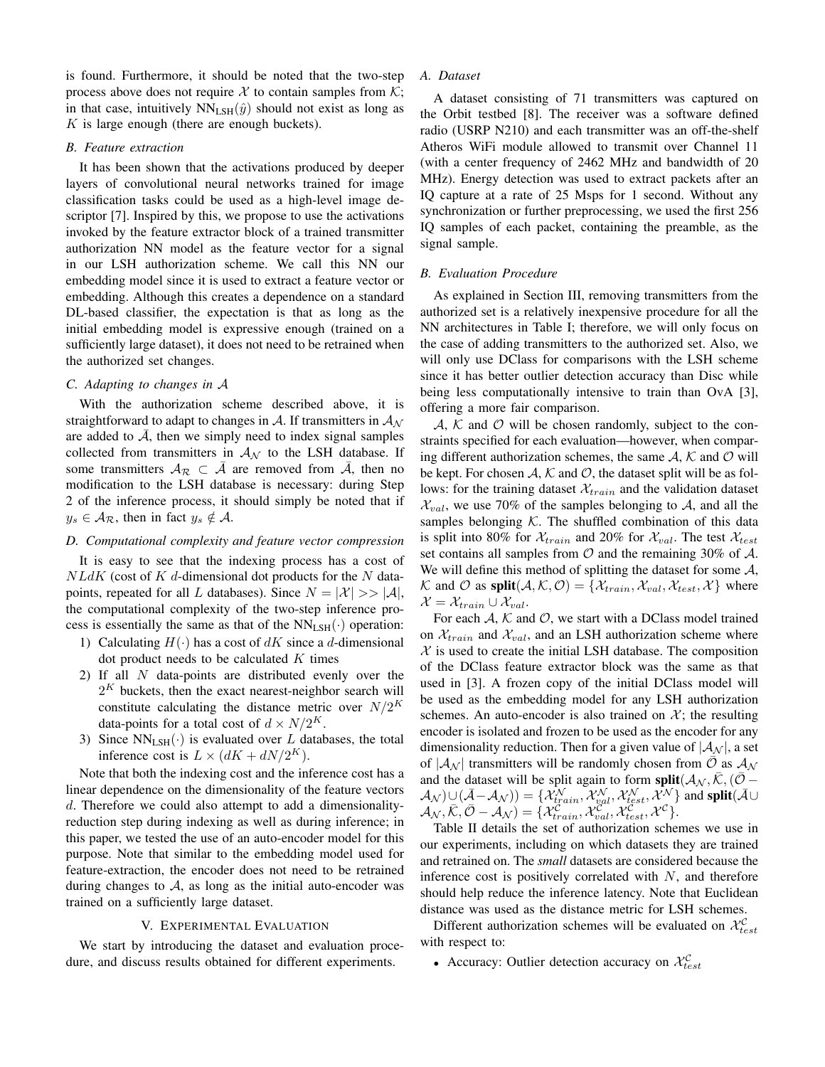is found. Furthermore, it should be noted that the two-step process above does not require $\mathcal{X}$ to contain samples from $\mathcal{K}$; in that case, intuitively $\text{NN}_{\text{LSH}}(\hat{y})$ should not exist as long as $K$ is large enough (there are enough buckets).

### B. Feature extraction

It has been shown that the activations produced by deeper layers of convolutional neural networks trained for image classification tasks could be used as a high-level image descriptor [7]. Inspired by this, we propose to use the activations invoked by the feature extractor block of a trained transmitter authorization NN model as the feature vector for a signal in our LSH authorization scheme. We call this NN our embedding model since it is used to extract a feature vector or embedding. Although this creates a dependence on a standard DL-based classifier, the expectation is that as long as the initial embedding model is expressive enough (trained on a sufficiently large dataset), it does not need to be retrained when the authorized set changes.

### C. Adapting to changes in $\mathcal{A}$

With the authorization scheme described above, it is straightforward to adapt to changes in $\mathcal{A}$. If transmitters in $\mathcal{A}_{\mathcal{N}}$ are added to $\bar{\mathcal{A}}$, then we simply need to index signal samples collected from transmitters in $\mathcal{A}_{\mathcal{N}}$ to the LSH database. If some transmitters $\mathcal{A}_{\mathcal{R}} \subset \bar{\mathcal{A}}$ are removed from $\bar{\mathcal{A}}$, then no modification to the LSH database is necessary: during Step 2 of the inference process, it should simply be noted that if $y_s \in \mathcal{A}_{\mathcal{R}}$, then in fact $y_s \notin \mathcal{A}$.

### D. Computational complexity and feature vector compression

It is easy to see that the indexing process has a cost of $NLdK$ (cost of $K$ $d$-dimensional dot products for the $N$ data-points, repeated for all $L$ databases). Since $N = |\mathcal{X}| >> |\mathcal{A}|$, the computational complexity of the two-step inference process is essentially the same as that of the $\text{NN}_{\text{LSH}}(\cdot)$ operation:

1) Calculating $H(\cdot)$ has a cost of $dK$ since a $d$-dimensional dot product needs to be calculated $K$ times
2) If all $N$ data-points are distributed evenly over the $2^K$ buckets, then the exact nearest-neighbor search will constitute calculating the distance metric over $N/2^K$ data-points for a total cost of $d \times N/2^K$.
3) Since $\text{NN}_{\text{LSH}}(\cdot)$ is evaluated over $L$ databases, the total inference cost is $L \times (dK + dN/2^K)$.

Note that both the indexing cost and the inference cost has a linear dependence on the dimensionality of the feature vectors $d$. Therefore we could also attempt to add a dimensionality-reduction step during indexing as well as during inference; in this paper, we tested the use of an auto-encoder model for this purpose. Note that similar to the embedding model used for feature-extraction, the encoder does not need to be retrained during changes to $\mathcal{A}$, as long as the initial auto-encoder was trained on a sufficiently large dataset.

## V. Experimental Evaluation

We start by introducing the dataset and evaluation procedure, and discuss results obtained for different experiments.

### A. Dataset

A dataset consisting of 71 transmitters was captured on the Orbit testbed [8]. The receiver was a software defined radio (USRP N210) and each transmitter was an off-the-shelf Atheros WiFi module allowed to transmit over Channel 11 (with a center frequency of 2462 MHz and bandwidth of 20 MHz). Energy detection was used to extract packets after an IQ capture at a rate of 25 Msps for 1 second. Without any synchronization or further preprocessing, we used the first 256 IQ samples of each packet, containing the preamble, as the signal sample.

### B. Evaluation Procedure

As explained in Section III, removing transmitters from the authorized set is a relatively inexpensive procedure for all the NN architectures in Table I; therefore, we will only focus on the case of adding transmitters to the authorized set. Also, we will only use DClass for comparisons with the LSH scheme since it has better outlier detection accuracy than Disc while being less computationally intensive to train than OvA [3], offering a more fair comparison.

$\mathcal{A}$, $\mathcal{K}$ and $\mathcal{O}$ will be chosen randomly, subject to the constraints specified for each evaluation—however, when comparing different authorization schemes, the same $\mathcal{A}$, $\mathcal{K}$ and $\mathcal{O}$ will be kept. For chosen $\mathcal{A}$, $\mathcal{K}$ and $\mathcal{O}$, the dataset split will be as follows: for the training dataset $\mathcal{X}_{train}$ and the validation dataset $\mathcal{X}_{val}$, we use 70% of the samples belonging to $\mathcal{A}$, and all the samples belonging $\mathcal{K}$. The shuffled combination of this data is split into 80% for $\mathcal{X}_{train}$ and 20% for $\mathcal{X}_{val}$. The test $\mathcal{X}_{test}$ set contains all samples from $\mathcal{O}$ and the remaining 30% of $\mathcal{A}$. We will define this method of splitting the dataset for some $\mathcal{A}$, $\mathcal{K}$ and $\mathcal{O}$ as $\textbf{split}(\mathcal{A}, \mathcal{K}, \mathcal{O}) = \{\mathcal{X}_{train}, \mathcal{X}_{val}, \mathcal{X}_{test}, \mathcal{X}\}$ where $\mathcal{X} = \mathcal{X}_{train} \cup \mathcal{X}_{val}$.

For each $\mathcal{A}$, $\mathcal{K}$ and $\mathcal{O}$, we start with a DClass model trained on $\mathcal{X}_{train}$ and $\mathcal{X}_{val}$, and an LSH authorization scheme where $\mathcal{X}$ is used to create the initial LSH database. The composition of the DClass feature extractor block was the same as that used in [3]. A frozen copy of the initial DClass model will be used as the embedding model for any LSH authorization schemes. An auto-encoder is also trained on $\mathcal{X}$; the resulting encoder is isolated and frozen to be used as the encoder for any dimensionality reduction. Then for a given value of $|\mathcal{A}_{\mathcal{N}}|$, a set of $|\mathcal{A}_{\mathcal{N}}|$ transmitters will be randomly chosen from $\bar{\mathcal{O}}$ as $\mathcal{A}_{\mathcal{N}}$ and the dataset will be split again to form $\textbf{split}(\mathcal{A}_{\mathcal{N}}, \bar{\mathcal{K}}, (\bar{\mathcal{O}} - \mathcal{A}_{\mathcal{N}}) \cup (\bar{\mathcal{A}} - \mathcal{A}_{\mathcal{N}})) = \{\mathcal{X}^{\mathcal{N}}_{train}, \mathcal{X}^{\mathcal{N}}_{val}, \mathcal{X}^{\mathcal{N}}_{test}, \mathcal{X}^{\mathcal{N}}\}$ and $\textbf{split}(\bar{\mathcal{A}} \cup \mathcal{A}_{\mathcal{N}}, \bar{\mathcal{K}}, \bar{\mathcal{O}} - \mathcal{A}_{\mathcal{N}}) = \{\mathcal{X}^{\mathcal{C}}_{train}, \mathcal{X}^{\mathcal{C}}_{val}, \mathcal{X}^{\mathcal{C}}_{test}, \mathcal{X}^{\mathcal{C}}\}$.

Table II details the set of authorization schemes we use in our experiments, including on which datasets they are trained and retrained on. The *small* datasets are considered because the inference cost is positively correlated with $N$, and therefore should help reduce the inference latency. Note that Euclidean distance was used as the distance metric for LSH schemes.

Different authorization schemes will be evaluated on $\mathcal{X}^{\mathcal{C}}_{test}$ with respect to:

- Accuracy: Outlier detection accuracy on $\mathcal{X}^{\mathcal{C}}_{test}$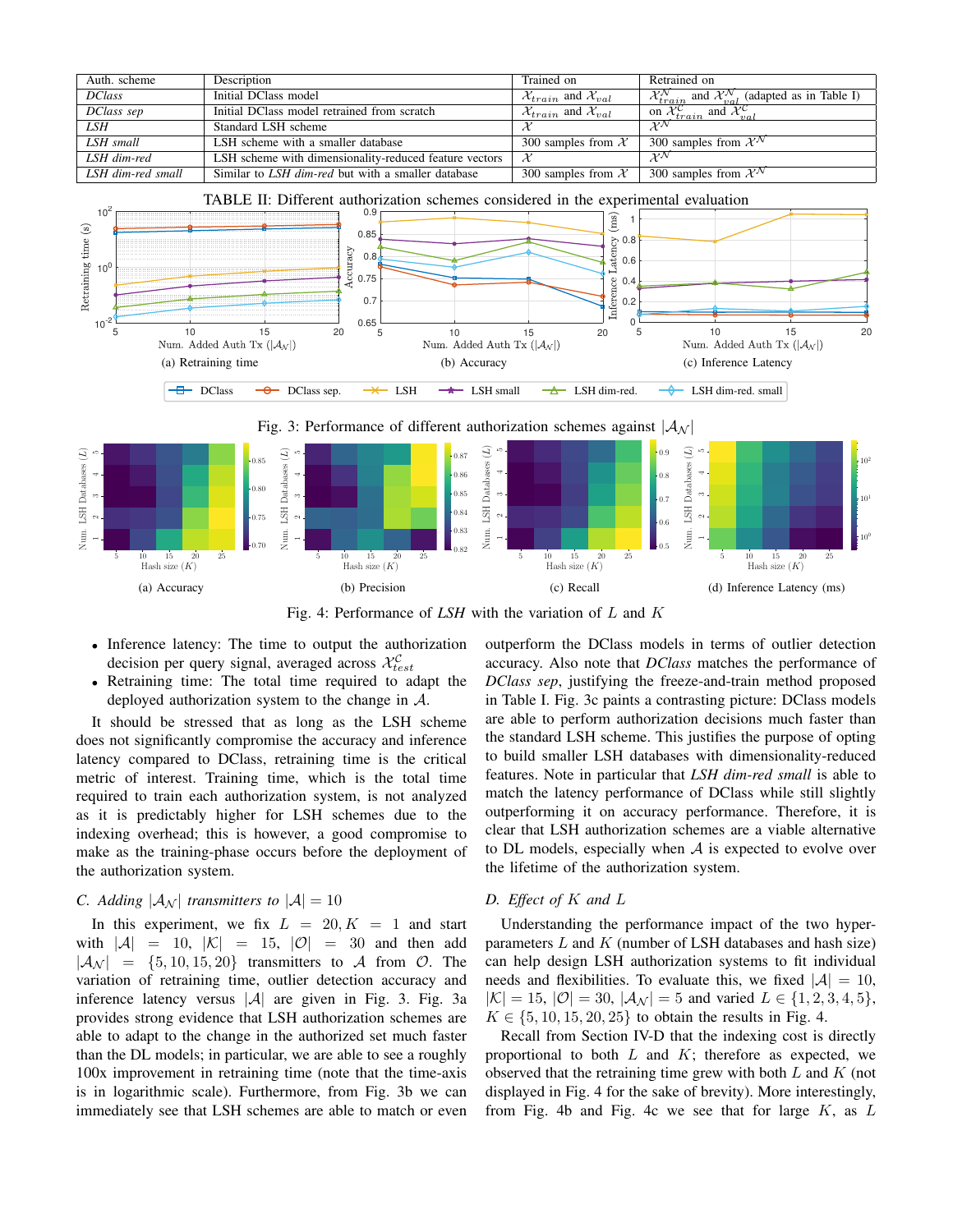| Auth. scheme | Description | Trained on | Retrained on |
|---|---|---|---|
| *DClass* | Initial DClass model | $\mathcal{X}_{train}$ and $\mathcal{X}_{val}$ | $\mathcal{X}^{\mathcal{N}}_{train}$ and $\mathcal{X}^{\mathcal{N}}_{val}$ (adapted as in Table I) |
| *DClass sep* | Initial DClass model retrained from scratch | $\mathcal{X}_{train}$ and $\mathcal{X}_{val}$ | on $\mathcal{X}^{\mathcal{C}}_{train}$ and $\mathcal{X}^{\mathcal{C}}_{val}$ |
| *LSH* | Standard LSH scheme | $\mathcal{X}$ | $\mathcal{X}^{\mathcal{N}}$ |
| *LSH small* | LSH scheme with a smaller database | 300 samples from $\mathcal{X}$ | 300 samples from $\mathcal{X}^{\mathcal{N}}$ |
| *LSH dim-red* | LSH scheme with dimensionality-reduced feature vectors | $\mathcal{X}$ | $\mathcal{X}^{\mathcal{N}}$ |
| *LSH dim-red small* | Similar to *LSH dim-red* but with a smaller database | 300 samples from $\mathcal{X}$ | 300 samples from $\mathcal{X}^{\mathcal{N}}$ |

TABLE II: Different authorization schemes considered in the experimental evaluation

(a) Retraining time (b) Accuracy (c) Inference Latency

Fig. 3: Performance of different authorization schemes against $|\mathcal{A}_{\mathcal{N}}|$

(a) Accuracy (b) Precision (c) Recall (d) Inference Latency (ms)

Fig. 4: Performance of *LSH* with the variation of $L$ and $K$

- Inference latency: The time to output the authorization decision per query signal, averaged across $\mathcal{X}^{\mathcal{C}}_{test}$
- Retraining time: The total time required to adapt the deployed authorization system to the change in $\mathcal{A}$.

It should be stressed that as long as the LSH scheme does not significantly compromise the accuracy and inference latency compared to DClass, retraining time is the critical metric of interest. Training time, which is the total time required to train each authorization system, is not analyzed as it is predictably higher for LSH schemes due to the indexing overhead; this is however, a good compromise to make as the training-phase occurs before the deployment of the authorization system.

### C. Adding $|\mathcal{A}_{\mathcal{N}}|$ transmitters to $|\mathcal{A}| = 10$

In this experiment, we fix $L = 20, K = 1$ and start with $|\mathcal{A}| = 10$, $|\mathcal{K}| = 15$, $|\mathcal{O}| = 30$ and then add $|\mathcal{A}_{\mathcal{N}}| = \{5, 10, 15, 20\}$ transmitters to $\mathcal{A}$ from $\mathcal{O}$. The variation of retraining time, outlier detection accuracy and inference latency versus $|\mathcal{A}|$ are given in Fig. 3. Fig. 3a provides strong evidence that LSH authorization schemes are able to adapt to the change in the authorized set much faster than the DL models; in particular, we are able to see a roughly 100x improvement in retraining time (note that the time-axis is in logarithmic scale). Furthermore, from Fig. 3b we can immediately see that LSH schemes are able to match or even outperform the DClass models in terms of outlier detection accuracy. Also note that *DClass* matches the performance of *DClass sep*, justifying the freeze-and-train method proposed in Table I. Fig. 3c paints a contrasting picture: DClass models are able to perform authorization decisions much faster than the standard LSH scheme. This justifies the purpose of opting to build smaller LSH databases with dimensionality-reduced features. Note in particular that *LSH dim-red small* is able to match the latency performance of DClass while still slightly outperforming it on accuracy performance. Therefore, it is clear that LSH authorization schemes are a viable alternative to DL models, especially when $\mathcal{A}$ is expected to evolve over the lifetime of the authorization system.

### D. Effect of $K$ and $L$

Understanding the performance impact of the two hyper-parameters $L$ and $K$ (number of LSH databases and hash size) can help design LSH authorization systems to fit individual needs and flexibilities. To evaluate this, we fixed $|\mathcal{A}| = 10$, $|\mathcal{K}| = 15$, $|\mathcal{O}| = 30$, $|\mathcal{A}_{\mathcal{N}}| = 5$ and varied $L \in \{1, 2, 3, 4, 5\}$, $K \in \{5, 10, 15, 20, 25\}$ to obtain the results in Fig. 4.

Recall from Section IV-D that the indexing cost is directly proportional to both $L$ and $K$; therefore as expected, we observed that the retraining time grew with both $L$ and $K$ (not displayed in Fig. 4 for the sake of brevity). More interestingly, from Fig. 4b and Fig. 4c we see that for large $K$, as $L$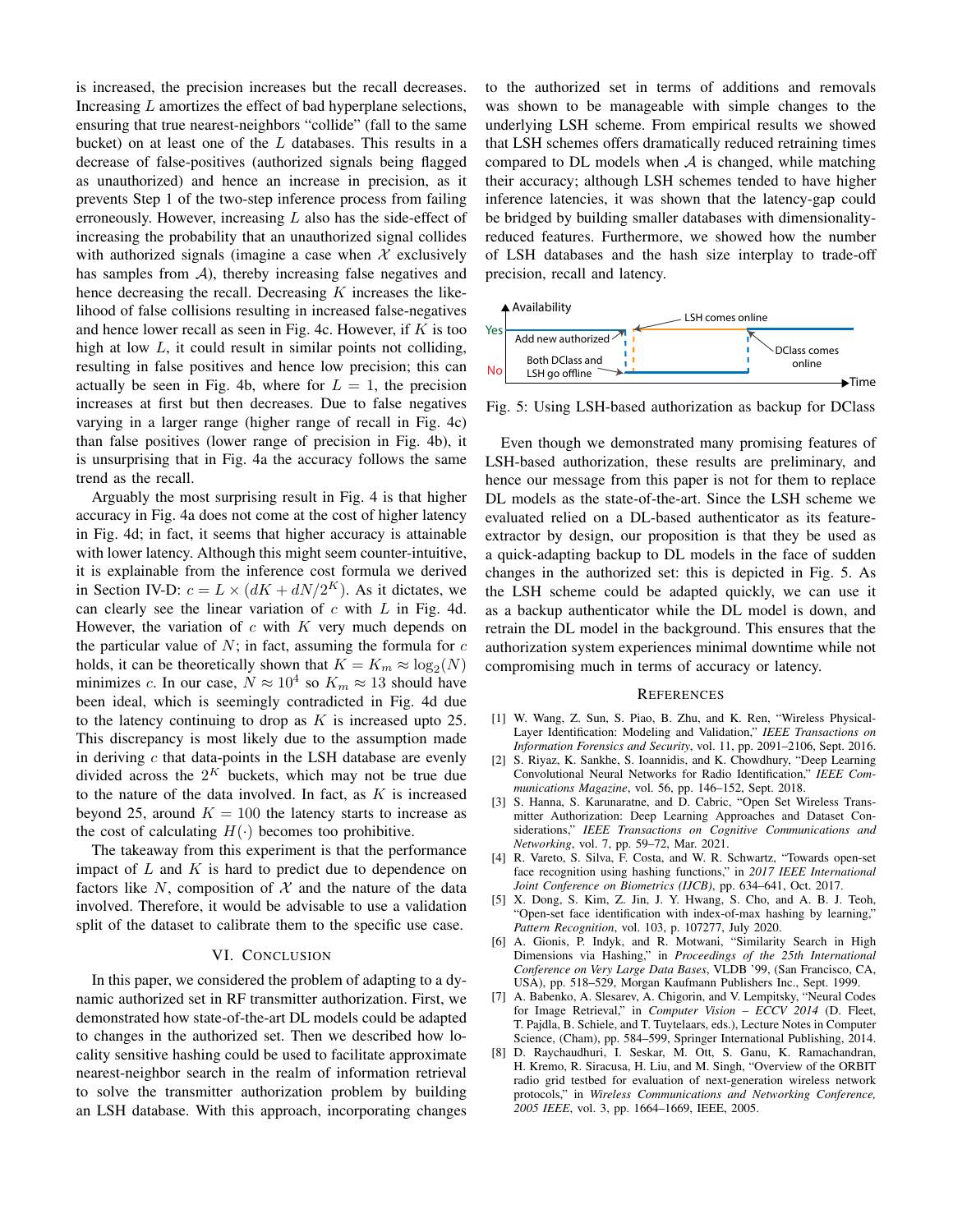is increased, the precision increases but the recall decreases. Increasing $L$ amortizes the effect of bad hyperplane selections, ensuring that true nearest-neighbors "collide" (fall to the same bucket) on at least one of the $L$ databases. This results in a decrease of false-positives (authorized signals being flagged as unauthorized) and hence an increase in precision, as it prevents Step 1 of the two-step inference process from failing erroneously. However, increasing $L$ also has the side-effect of increasing the probability that an unauthorized signal collides with authorized signals (imagine a case when $\mathcal{X}$ exclusively has samples from $\mathcal{A}$), thereby increasing false negatives and hence decreasing the recall. Decreasing $K$ increases the likelihood of false collisions resulting in increased false-negatives and hence lower recall as seen in Fig. 4c. However, if $K$ is too high at low $L$, it could result in similar points not colliding, resulting in false positives and hence low precision; this can actually be seen in Fig. 4b, where for $L = 1$, the precision increases at first but then decreases. Due to false negatives varying in a larger range (higher range of recall in Fig. 4c) than false positives (lower range of precision in Fig. 4b), it is unsurprising that in Fig. 4a the accuracy follows the same trend as the recall.

Arguably the most surprising result in Fig. 4 is that higher accuracy in Fig. 4a does not come at the cost of higher latency in Fig. 4d; in fact, it seems that higher accuracy is attainable with lower latency. Although this might seem counter-intuitive, it is explainable from the inference cost formula we derived in Section IV-D: $c = L \times (dK + dN/2^K)$. As it dictates, we can clearly see the linear variation of $c$ with $L$ in Fig. 4d. However, the variation of $c$ with $K$ very much depends on the particular value of $N$; in fact, assuming the formula for $c$ holds, it can be theoretically shown that $K = K_m \approx \log_2(N)$ minimizes $c$. In our case, $N \approx 10^4$ so $K_m \approx 13$ should have been ideal, which is seemingly contradicted in Fig. 4d due to the latency continuing to drop as $K$ is increased upto 25. This discrepancy is most likely due to the assumption made in deriving $c$ that data-points in the LSH database are evenly divided across the $2^K$ buckets, which may not be true due to the nature of the data involved. In fact, as $K$ is increased beyond 25, around $K = 100$ the latency starts to increase as the cost of calculating $H(\cdot)$ becomes too prohibitive.

The takeaway from this experiment is that the performance impact of $L$ and $K$ is hard to predict due to dependence on factors like $N$, composition of $\mathcal{X}$ and the nature of the data involved. Therefore, it would be advisable to use a validation split of the dataset to calibrate them to the specific use case.

## VI. Conclusion

In this paper, we considered the problem of adapting to a dynamic authorized set in RF transmitter authorization. First, we demonstrated how state-of-the-art DL models could be adapted to changes in the authorized set. Then we described how locality sensitive hashing could be used to facilitate approximate nearest-neighbor search in the realm of information retrieval to solve the transmitter authorization problem by building an LSH database. With this approach, incorporating changes to the authorized set in terms of additions and removals was shown to be manageable with simple changes to the underlying LSH scheme. From empirical results we showed that LSH schemes offers dramatically reduced retraining times compared to DL models when $\mathcal{A}$ is changed, while matching their accuracy; although LSH schemes tended to have higher inference latencies, it was shown that the latency-gap could be bridged by building smaller databases with dimensionality-reduced features. Furthermore, we showed how the number of LSH databases and the hash size interplay to trade-off precision, recall and latency.

Availability
Yes
No
Add new authorized
Both DClass and LSH go offline
LSH comes online
DClass comes online
Time

Fig. 5: Using LSH-based authorization as backup for DClass

Even though we demonstrated many promising features of LSH-based authorization, these results are preliminary, and hence our message from this paper is not for them to replace DL models as the state-of-the-art. Since the LSH scheme we evaluated relied on a DL-based authenticator as its feature-extractor by design, our proposition is that they be used as a quick-adapting backup to DL models in the face of sudden changes in the authorized set: this is depicted in Fig. 5. As the LSH scheme could be adapted quickly, we can use it as a backup authenticator while the DL model is down, and retrain the DL model in the background. This ensures that the authorization system experiences minimal downtime while not compromising much in terms of accuracy or latency.

## References

[1] W. Wang, Z. Sun, S. Piao, B. Zhu, and K. Ren, "Wireless Physical-Layer Identification: Modeling and Validation," *IEEE Transactions on Information Forensics and Security*, vol. 11, pp. 2091–2106, Sept. 2016.

[2] S. Riyaz, K. Sankhe, S. Ioannidis, and K. Chowdhury, "Deep Learning Convolutional Neural Networks for Radio Identification," *IEEE Communications Magazine*, vol. 56, pp. 146–152, Sept. 2018.

[3] S. Hanna, S. Karunaratne, and D. Cabric, "Open Set Wireless Transmitter Authorization: Deep Learning Approaches and Dataset Considerations," *IEEE Transactions on Cognitive Communications and Networking*, vol. 7, pp. 59–72, Mar. 2021.

[4] R. Vareto, S. Silva, F. Costa, and W. R. Schwartz, "Towards open-set face recognition using hashing functions," in *2017 IEEE International Joint Conference on Biometrics (IJCB)*, pp. 634–641, Oct. 2017.

[5] X. Dong, S. Kim, Z. Jin, J. Y. Hwang, S. Cho, and A. B. J. Teoh, "Open-set face identification with index-of-max hashing by learning," *Pattern Recognition*, vol. 103, p. 107277, July 2020.

[6] A. Gionis, P. Indyk, and R. Motwani, "Similarity Search in High Dimensions via Hashing," in *Proceedings of the 25th International Conference on Very Large Data Bases*, VLDB '99, (San Francisco, CA, USA), pp. 518–529, Morgan Kaufmann Publishers Inc., Sept. 1999.

[7] A. Babenko, A. Slesarev, A. Chigorin, and V. Lempitsky, "Neural Codes for Image Retrieval," in *Computer Vision – ECCV 2014* (D. Fleet, T. Pajdla, B. Schiele, and T. Tuytelaars, eds.), Lecture Notes in Computer Science, (Cham), pp. 584–599, Springer International Publishing, 2014.

[8] D. Raychaudhuri, I. Seskar, M. Ott, S. Ganu, K. Ramachandran, H. Kremo, R. Siracusa, H. Liu, and M. Singh, "Overview of the ORBIT radio grid testbed for evaluation of next-generation wireless network protocols," in *Wireless Communications and Networking Conference, 2005 IEEE*, vol. 3, pp. 1664–1669, IEEE, 2005.